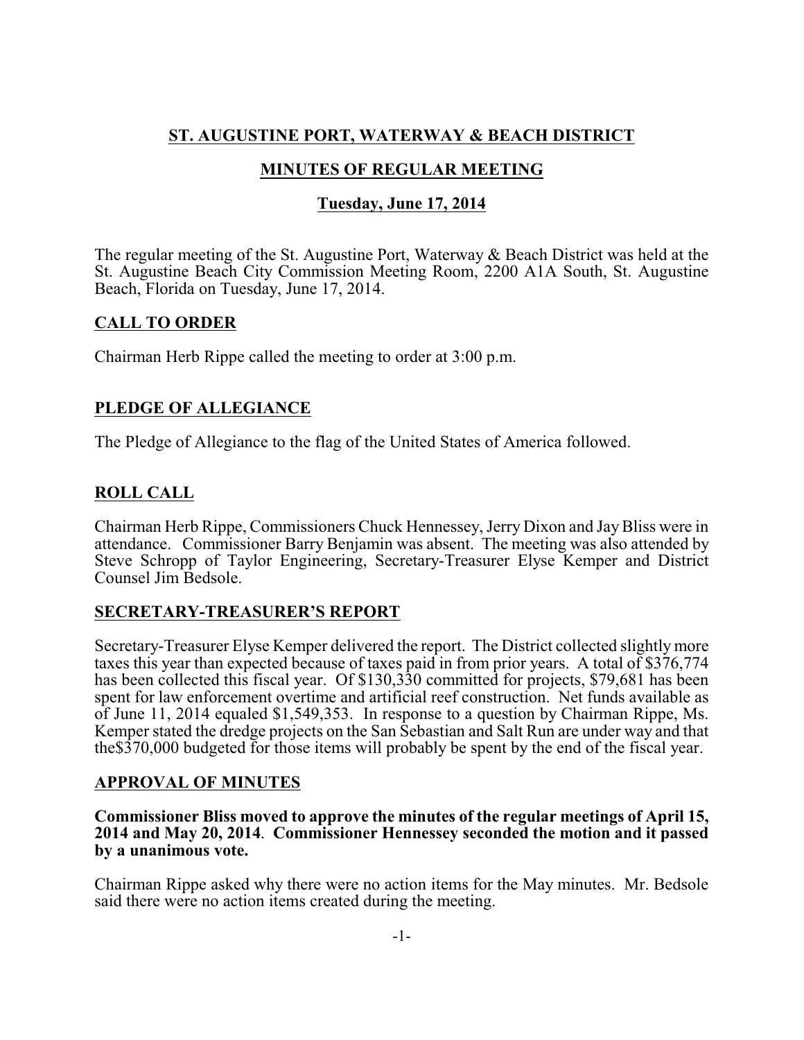# ST. AUGUSTINE PORT, WATERWAY & BEACH DISTRICT

## MINUTES OF REGULAR MEETING

### Tuesday, June 17, 2014

The regular meeting of the St. Augustine Port, Waterway & Beach District was held at the St. Augustine Beach City Commission Meeting Room, 2200 A1A South, St. Augustine Beach, Florida on Tuesday, June 17, 2014.

## CALL TO ORDER

Chairman Herb Rippe called the meeting to order at 3:00 p.m.

## PLEDGE OF ALLEGIANCE

The Pledge of Allegiance to the flag of the United States of America followed.

## ROLL CALL

Chairman Herb Rippe, Commissioners Chuck Hennessey, Jerry Dixon and Jay Bliss were in attendance. Commissioner Barry Benjamin was absent. The meeting was also attended by Steve Schropp of Taylor Engineering, Secretary-Treasurer Elyse Kemper and District Counsel Jim Bedsole.

## SECRETARY-TREASURER'S REPORT

Secretary-Treasurer Elyse Kemper delivered the report. The District collected slightly more taxes this year than expected because of taxes paid in from prior years. A total of $376,774 has been collected this fiscal year. Of $130,330 committed for projects, $79,681 has been spent for law enforcement overtime and artificial reef construction. Net funds available as of June 11, 2014 equaled $1,549,353. In response to a question by Chairman Rippe, Ms. Kemper stated the dredge projects on the San Sebastian and Salt Run are under way and that the$370,000 budgeted for those items will probably be spent by the end of the fiscal year.

## APPROVAL OF MINUTES

**Commissioner Bliss moved to approve the minutes of the regular meetings of April 15, 2014 and May 20, 2014. Commissioner Hennessey seconded the motion and it passed by a unanimous vote.**

Chairman Rippe asked why there were no action items for the May minutes. Mr. Bedsole said there were no action items created during the meeting.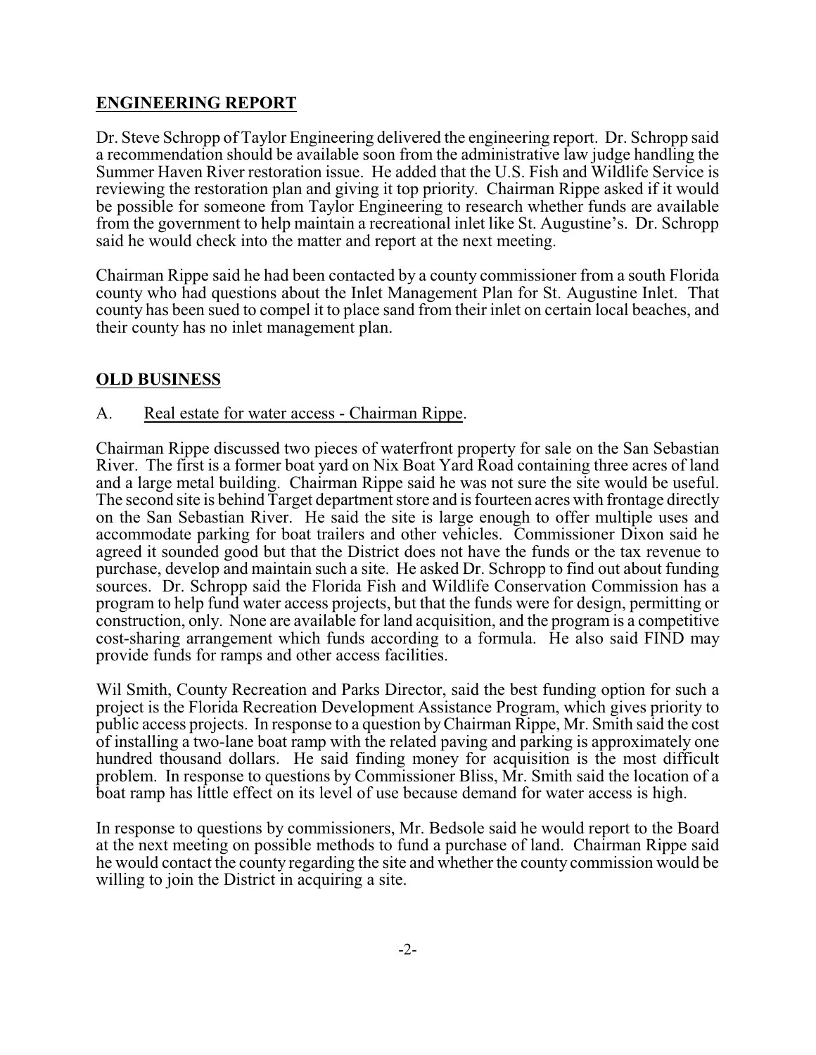## ENGINEERING REPORT

Dr. Steve Schropp of Taylor Engineering delivered the engineering report. Dr. Schropp said a recommendation should be available soon from the administrative law judge handling the Summer Haven River restoration issue. He added that the U.S. Fish and Wildlife Service is reviewing the restoration plan and giving it top priority. Chairman Rippe asked if it would be possible for someone from Taylor Engineering to research whether funds are available from the government to help maintain a recreational inlet like St. Augustine's. Dr. Schropp said he would check into the matter and report at the next meeting.

Chairman Rippe said he had been contacted by a county commissioner from a south Florida county who had questions about the Inlet Management Plan for St. Augustine Inlet. That county has been sued to compel it to place sand from their inlet on certain local beaches, and their county has no inlet management plan.

## OLD BUSINESS

A. Real estate for water access - Chairman Rippe.

Chairman Rippe discussed two pieces of waterfront property for sale on the San Sebastian River. The first is a former boat yard on Nix Boat Yard Road containing three acres of land and a large metal building. Chairman Rippe said he was not sure the site would be useful. The second site is behind Target department store and is fourteen acres with frontage directly on the San Sebastian River. He said the site is large enough to offer multiple uses and accommodate parking for boat trailers and other vehicles. Commissioner Dixon said he agreed it sounded good but that the District does not have the funds or the tax revenue to purchase, develop and maintain such a site. He asked Dr. Schropp to find out about funding sources. Dr. Schropp said the Florida Fish and Wildlife Conservation Commission has a program to help fund water access projects, but that the funds were for design, permitting or construction, only. None are available for land acquisition, and the program is a competitive cost-sharing arrangement which funds according to a formula. He also said FIND may provide funds for ramps and other access facilities.

Wil Smith, County Recreation and Parks Director, said the best funding option for such a project is the Florida Recreation Development Assistance Program, which gives priority to public access projects. In response to a question by Chairman Rippe, Mr. Smith said the cost of installing a two-lane boat ramp with the related paving and parking is approximately one hundred thousand dollars. He said finding money for acquisition is the most difficult problem. In response to questions by Commissioner Bliss, Mr. Smith said the location of a boat ramp has little effect on its level of use because demand for water access is high.

In response to questions by commissioners, Mr. Bedsole said he would report to the Board at the next meeting on possible methods to fund a purchase of land. Chairman Rippe said he would contact the county regarding the site and whether the county commission would be willing to join the District in acquiring a site.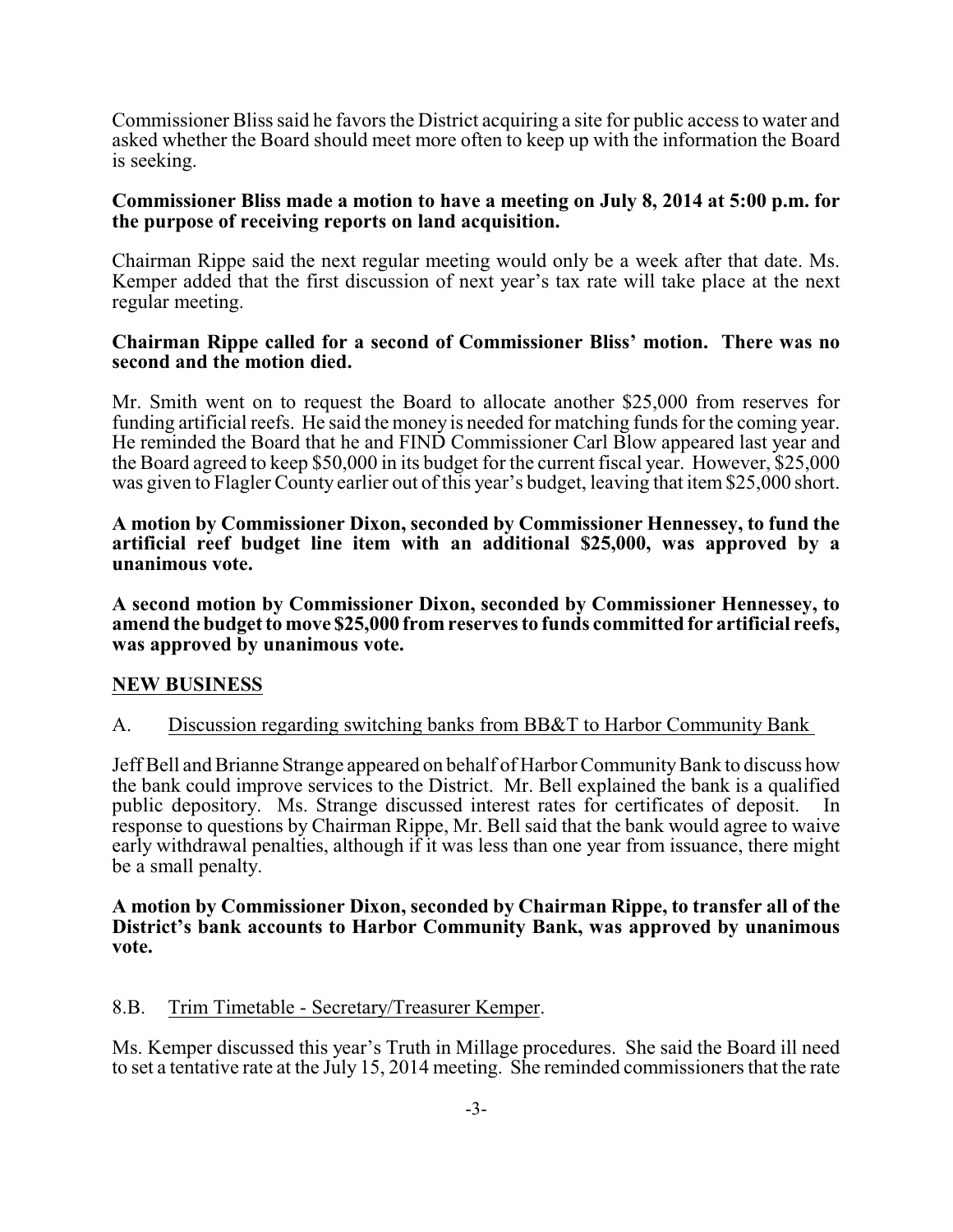Commissioner Bliss said he favors the District acquiring a site for public access to water and asked whether the Board should meet more often to keep up with the information the Board is seeking.

**Commissioner Bliss made a motion to have a meeting on July 8, 2014 at 5:00 p.m. for the purpose of receiving reports on land acquisition.**

Chairman Rippe said the next regular meeting would only be a week after that date. Ms. Kemper added that the first discussion of next year's tax rate will take place at the next regular meeting.

**Chairman Rippe called for a second of Commissioner Bliss' motion. There was no second and the motion died.**

Mr. Smith went on to request the Board to allocate another $25,000 from reserves for funding artificial reefs. He said the money is needed for matching funds for the coming year. He reminded the Board that he and FIND Commissioner Carl Blow appeared last year and the Board agreed to keep $50,000 in its budget for the current fiscal year. However, $25,000 was given to Flagler County earlier out of this year's budget, leaving that item $25,000 short.

**A motion by Commissioner Dixon, seconded by Commissioner Hennessey, to fund the artificial reef budget line item with an additional $25,000, was approved by a unanimous vote.**

**A second motion by Commissioner Dixon, seconded by Commissioner Hennessey, to amend the budget to move $25,000 from reserves to funds committed for artificial reefs, was approved by unanimous vote.**

## NEW BUSINESS

A. Discussion regarding switching banks from BB&T to Harbor Community Bank

Jeff Bell and Brianne Strange appeared on behalf of Harbor Community Bank to discuss how the bank could improve services to the District. Mr. Bell explained the bank is a qualified public depository. Ms. Strange discussed interest rates for certificates of deposit. In response to questions by Chairman Rippe, Mr. Bell said that the bank would agree to waive early withdrawal penalties, although if it was less than one year from issuance, there might be a small penalty.

**A motion by Commissioner Dixon, seconded by Chairman Rippe, to transfer all of the District's bank accounts to Harbor Community Bank, was approved by unanimous vote.**

8.B. Trim Timetable - Secretary/Treasurer Kemper.

Ms. Kemper discussed this year's Truth in Millage procedures. She said the Board ill need to set a tentative rate at the July 15, 2014 meeting. She reminded commissioners that the rate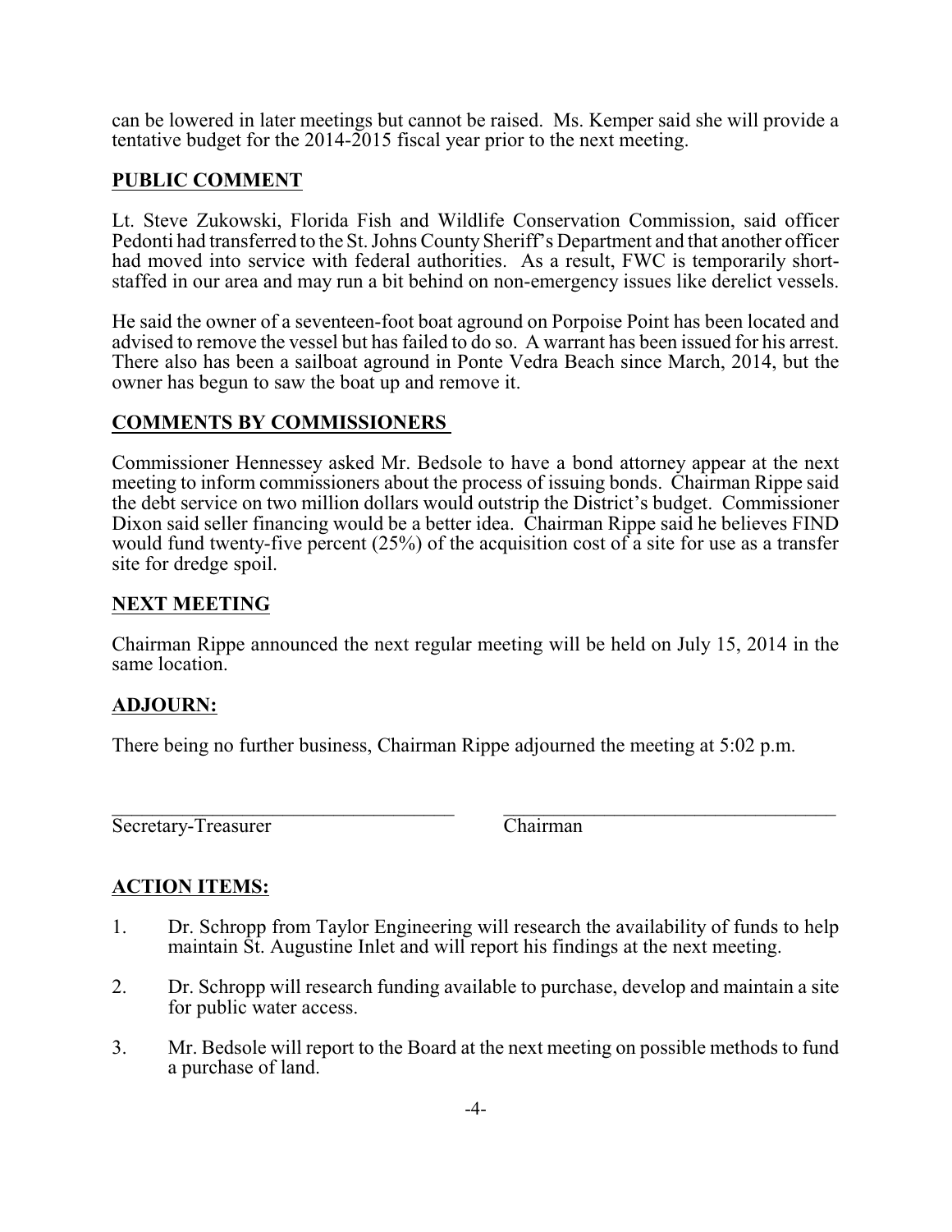can be lowered in later meetings but cannot be raised. Ms. Kemper said she will provide a tentative budget for the 2014-2015 fiscal year prior to the next meeting.

## PUBLIC COMMENT

Lt. Steve Zukowski, Florida Fish and Wildlife Conservation Commission, said officer Pedonti had transferred to the St. Johns County Sheriff's Department and that another officer had moved into service with federal authorities. As a result, FWC is temporarily short-staffed in our area and may run a bit behind on non-emergency issues like derelict vessels.

He said the owner of a seventeen-foot boat aground on Porpoise Point has been located and advised to remove the vessel but has failed to do so. A warrant has been issued for his arrest. There also has been a sailboat aground in Ponte Vedra Beach since March, 2014, but the owner has begun to saw the boat up and remove it.

## COMMENTS BY COMMISSIONERS

Commissioner Hennessey asked Mr. Bedsole to have a bond attorney appear at the next meeting to inform commissioners about the process of issuing bonds. Chairman Rippe said the debt service on two million dollars would outstrip the District's budget. Commissioner Dixon said seller financing would be a better idea. Chairman Rippe said he believes FIND would fund twenty-five percent (25%) of the acquisition cost of a site for use as a transfer site for dredge spoil.

## NEXT MEETING

Chairman Rippe announced the next regular meeting will be held on July 15, 2014 in the same location.

## ADJOURN:

There being no further business, Chairman Rippe adjourned the meeting at 5:02 p.m.

\_\_\_\_\_\_\_\_\_\_\_\_\_\_\_\_\_\_\_\_\_\_\_\_\_\_\_\_\_\_ \_\_\_\_\_\_\_\_\_\_\_\_\_\_\_\_\_\_\_\_\_\_\_\_\_\_\_\_\_\_

Secretary-Treasurer Chairman

## ACTION ITEMS:

1. Dr. Schropp from Taylor Engineering will research the availability of funds to help maintain St. Augustine Inlet and will report his findings at the next meeting.
2. Dr. Schropp will research funding available to purchase, develop and maintain a site for public water access.
3. Mr. Bedsole will report to the Board at the next meeting on possible methods to fund a purchase of land.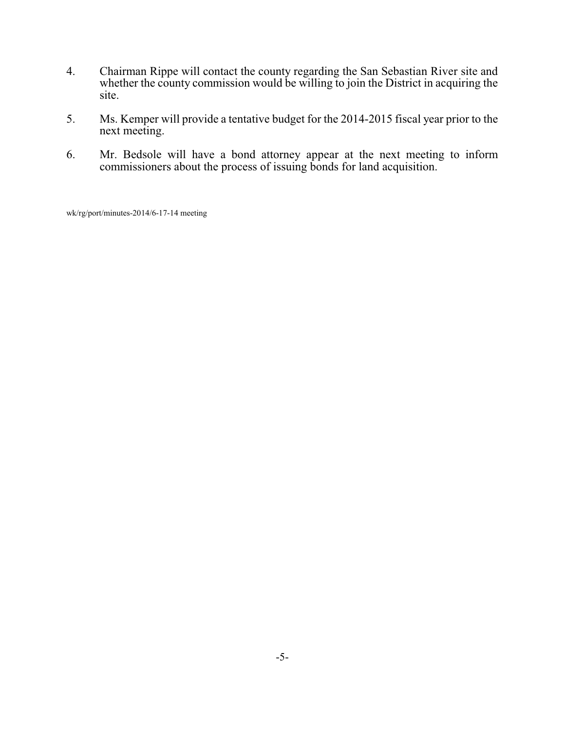4. Chairman Rippe will contact the county regarding the San Sebastian River site and whether the county commission would be willing to join the District in acquiring the site.

5. Ms. Kemper will provide a tentative budget for the 2014-2015 fiscal year prior to the next meeting.

6. Mr. Bedsole will have a bond attorney appear at the next meeting to inform commissioners about the process of issuing bonds for land acquisition.

wk/rg/port/minutes-2014/6-17-14 meeting